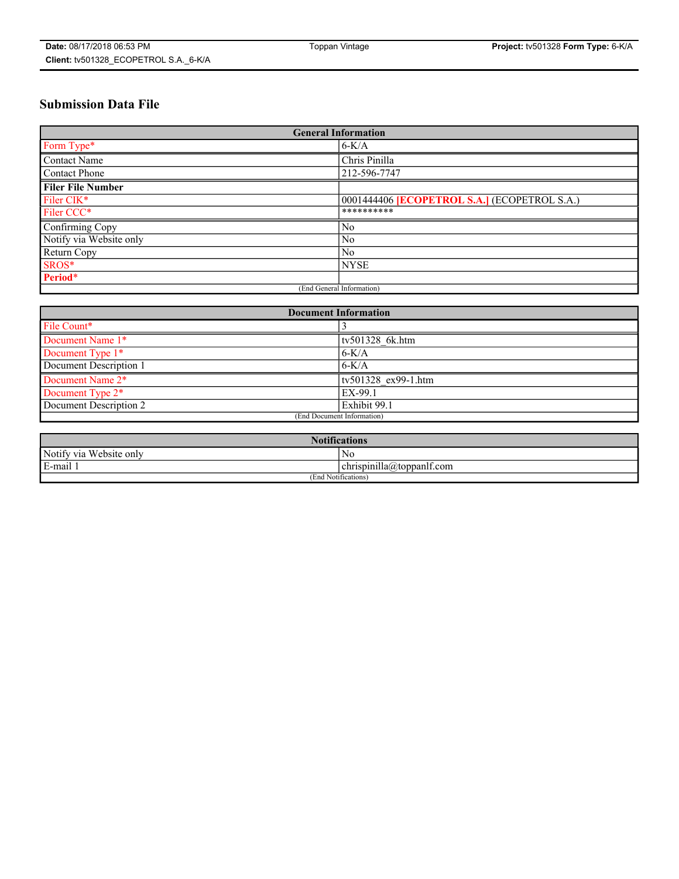# Submission Data File

| General Information | |
|---|---|
| Form Type* | 6-K/A |
| Contact Name | Chris Pinilla |
| Contact Phone | 212-596-7747 |
| **Filer File Number** | |
| Filer CIK* | 0001444406 **[ECOPETROL S.A.]** (ECOPETROL S.A.) |
| Filer CCC* | ********** |
| Confirming Copy | No |
| Notify via Website only | No |
| Return Copy | No |
| SROS* | NYSE |
| **Period*** | |
| (End General Information) | |

| Document Information | |
|---|---|
| File Count* | 3 |
| Document Name 1* | tv501328_6k.htm |
| Document Type 1* | 6-K/A |
| Document Description 1 | 6-K/A |
| Document Name 2* | tv501328_ex99-1.htm |
| Document Type 2* | EX-99.1 |
| Document Description 2 | Exhibit 99.1 |
| (End Document Information) | |

| Notifications | |
|---|---|
| Notify via Website only | No |
| E-mail 1 | chrispinilla@toppanlf.com |
| (End Notifications) | |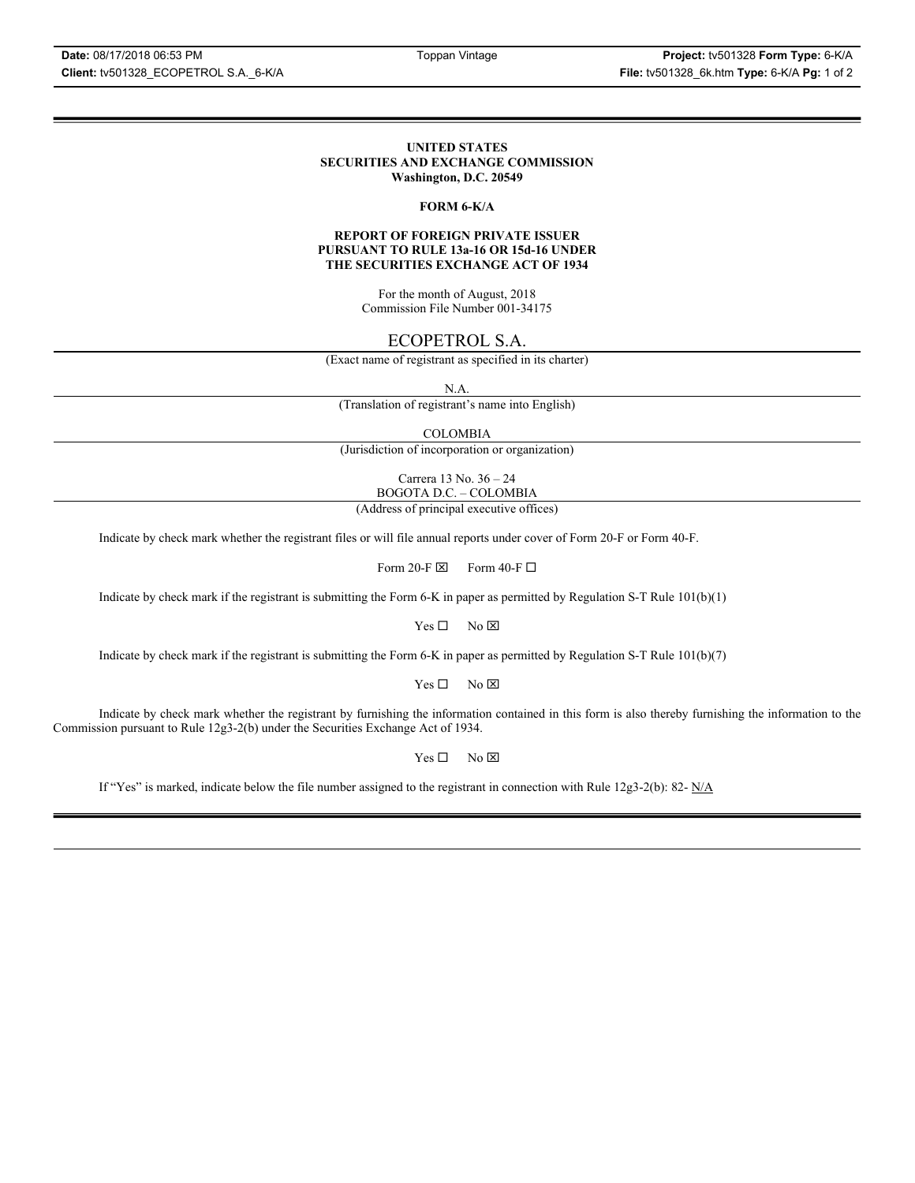**UNITED STATES**
**SECURITIES AND EXCHANGE COMMISSION**
**Washington, D.C. 20549**

**FORM 6-K/A**

**REPORT OF FOREIGN PRIVATE ISSUER**
**PURSUANT TO RULE 13a-16 OR 15d-16 UNDER**
**THE SECURITIES EXCHANGE ACT OF 1934**

For the month of August, 2018
Commission File Number 001-34175

ECOPETROL S.A.

(Exact name of registrant as specified in its charter)

N.A.

(Translation of registrant's name into English)

COLOMBIA

(Jurisdiction of incorporation or organization)

Carrera 13 No. 36 – 24
BOGOTA D.C. – COLOMBIA

(Address of principal executive offices)

Indicate by check mark whether the registrant files or will file annual reports under cover of Form 20-F or Form 40-F.

Form 20-F ☒ Form 40-F ☐

Indicate by check mark if the registrant is submitting the Form 6-K in paper as permitted by Regulation S-T Rule 101(b)(1)

Yes ☐ No ☒

Indicate by check mark if the registrant is submitting the Form 6-K in paper as permitted by Regulation S-T Rule 101(b)(7)

Yes ☐ No ☒

Indicate by check mark whether the registrant by furnishing the information contained in this form is also thereby furnishing the information to the Commission pursuant to Rule 12g3-2(b) under the Securities Exchange Act of 1934.

Yes ☐ No ☒

If "Yes" is marked, indicate below the file number assigned to the registrant in connection with Rule 12g3-2(b): 82- N/A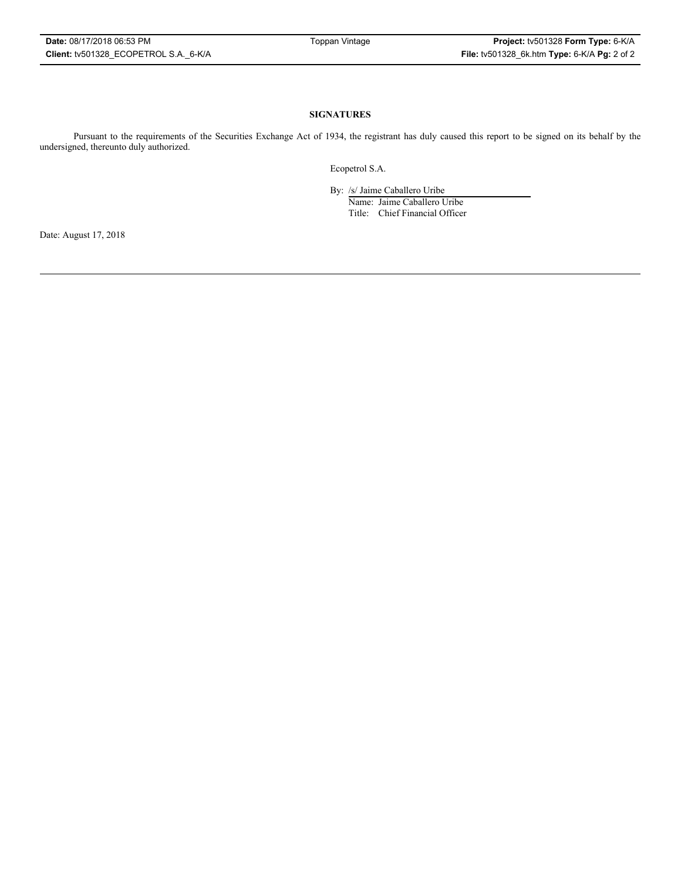## SIGNATURES

Pursuant to the requirements of the Securities Exchange Act of 1934, the registrant has duly caused this report to be signed on its behalf by the undersigned, thereunto duly authorized.

Ecopetrol S.A.

By: /s/ Jaime Caballero Uribe
Name: Jaime Caballero Uribe
Title: Chief Financial Officer

Date: August 17, 2018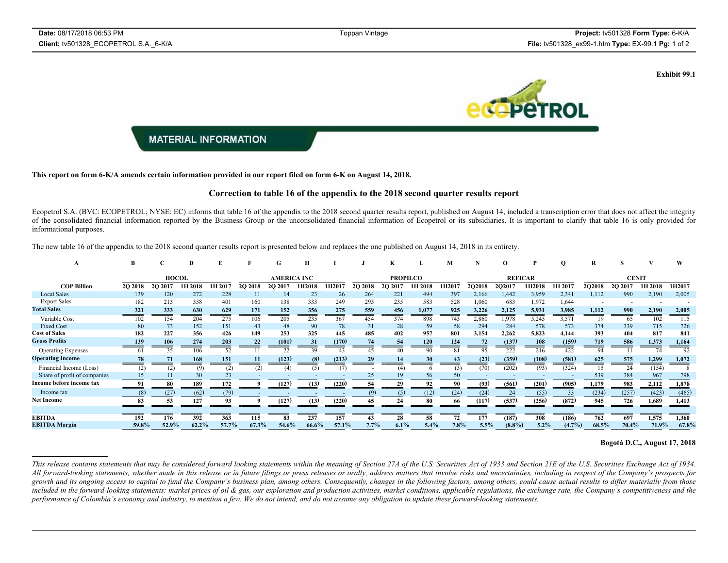**Exhibit 99.1**

## MATERIAL INFORMATION

**This report on form 6-K/A amends certain information provided in our report filed on form 6-K on August 14, 2018.**

### Correction to table 16 of the appendix to the 2018 second quarter results report

Ecopetrol S.A. (BVC: ECOPETROL; NYSE: EC) informs that table 16 of the appendix to the 2018 second quarter results report, published on August 14, included a transcription error that does not affect the integrity of the consolidated financial information reported by the Business Group or the unconsolidated financial information of Ecopetrol or its subsidiaries. It is important to clarify that table 16 is only provided for informational purposes.

The new table 16 of the appendix to the 2018 second quarter results report is presented below and replaces the one published on August 14, 2018 in its entirety.

| A | B | C | D | E | F | G | H | I | J | K | L | M | N | O | P | Q | R | S | V | W |
|---|---|---|---|---|---|---|---|---|---|---|---|---|---|---|---|---|---|---|---|---|
| | HOCOL | | | | AMERICA INC | | | | PROPILCO | | | | REFICAR | | | | CENIT | | | |
| **COP Billion** | **2Q 2018** | **2Q 2017** | **1H 2018** | **1H 2017** | **2Q 2018** | **2Q 2017** | **1H2018** | **1H2017** | **2Q 2018** | **2Q 2017** | **1H 2018** | **1H2017** | **2Q2018** | **2Q2017** | **1H2018** | **1H 2017** | **2Q2018** | **2Q 2017** | **1H 2018** | **1H2017** |
| Local Sales | 139 | 120 | 272 | 228 | 11 | 14 | 23 | 26 | 264 | 221 | 494 | 397 | 2,166 | 1,442 | 3,959 | 2,341 | 1,112 | 990 | 2,190 | 2,005 |
| Export Sales | 182 | 213 | 358 | 401 | 160 | 138 | 333 | 249 | 295 | 235 | 583 | 528 | 1,060 | 683 | 1,972 | 1,644 | - | - | - | - |
| **Total Sales** | **321** | **333** | **630** | **629** | **171** | **152** | **356** | **275** | **559** | **456** | **1,077** | **925** | **3,226** | **2,125** | **5,931** | **3,985** | **1,112** | **990** | **2,190** | **2,005** |
| Variable Cost | 102 | 154 | 204 | 275 | 106 | 205 | 235 | 367 | 454 | 374 | 898 | 743 | 2,860 | 1,978 | 5,245 | 3,571 | 19 | 65 | 102 | 115 |
| Fixed Cost | 80 | 73 | 152 | 151 | 43 | 48 | 90 | 78 | 31 | 28 | 59 | 58 | 294 | 284 | 578 | 573 | 374 | 339 | 715 | 726 |
| **Cost of Sales** | **182** | **227** | **356** | **426** | **149** | **253** | **325** | **445** | **485** | **402** | **957** | **801** | **3,154** | **2,262** | **5,823** | **4,144** | **393** | **404** | **817** | **841** |
| **Gross Profits** | **139** | **106** | **274** | **203** | **22** | **(101)** | **31** | **(170)** | **74** | **54** | **120** | **124** | **72** | **(137)** | **108** | **(159)** | **719** | **586** | **1,373** | **1,164** |
| Operating Expenses | 61 | 35 | 106 | 52 | 11 | 22 | 39 | 43 | 45 | 40 | 90 | 81 | 95 | 222 | 216 | 422 | 94 | 11 | 74 | 92 |
| **Operating Income** | **78** | **71** | **168** | **151** | **11** | **(123)** | **(8)** | **(213)** | **29** | **14** | **30** | **43** | **(23)** | **(359)** | **(108)** | **(581)** | **625** | **575** | **1,299** | **1,072** |
| Financial Income (Loss) | (2) | (2) | (9) | (2) | (2) | (4) | (5) | (7) | - | (4) | 6 | (3) | (70) | (202) | (93) | (324) | 15 | 24 | (154) | 8 |
| Share of profit of companies | 15 | 11 | 30 | 23 | - | - | - | - | 25 | 19 | 56 | 50 | - | - | - | - | 539 | 384 | 967 | 798 |
| **Income before income tax** | **91** | **80** | **189** | **172** | **9** | **(127)** | **(13)** | **(220)** | **54** | **29** | **92** | **90** | **(93)** | **(561)** | **(201)** | **(905)** | **1,179** | **983** | **2,112** | **1,878** |
| Income tax | (8) | (27) | (62) | (79) | - | - | - | - | (9) | (5) | (12) | (24) | (24) | 24 | (55) | 33 | (234) | (257) | (423) | (465) |
| **Net Income** | **83** | **53** | **127** | **93** | **9** | **(127)** | **(13)** | **(220)** | **45** | **24** | **80** | **66** | **(117)** | **(537)** | **(256)** | **(872)** | **945** | **726** | **1,689** | **1,413** |
| **EBITDA** | **192** | **176** | **392** | **363** | **115** | **83** | **237** | **157** | **43** | **28** | **58** | **72** | **177** | **(187)** | **308** | **(186)** | **762** | **697** | **1,575** | **1,360** |
| **EBITDA Margin** | **59.8%** | **52.9%** | **62.2%** | **57.7%** | **67.3%** | **54.6%** | **66.6%** | **57.1%** | **7.7%** | **6.1%** | **5.4%** | **7.8%** | **5.5%** | **(8.8%)** | **5.2%** | **(4.7%)** | **68.5%** | **70.4%** | **71.9%** | **67.8%** |

**Bogotá D.C., August 17, 2018**

---

*This release contains statements that may be considered forward looking statements within the meaning of Section 27A of the U.S. Securities Act of 1933 and Section 21E of the U.S. Securities Exchange Act of 1934. All forward-looking statements, whether made in this release or in future filings or press releases or orally, address matters that involve risks and uncertainties, including in respect of the Company's prospects for growth and its ongoing access to capital to fund the Company's business plan, among others. Consequently, changes in the following factors, among others, could cause actual results to differ materially from those included in the forward-looking statements: market prices of oil & gas, our exploration and production activities, market conditions, applicable regulations, the exchange rate, the Company's competitiveness and the performance of Colombia's economy and industry, to mention a few. We do not intend, and do not assume any obligation to update these forward-looking statements.*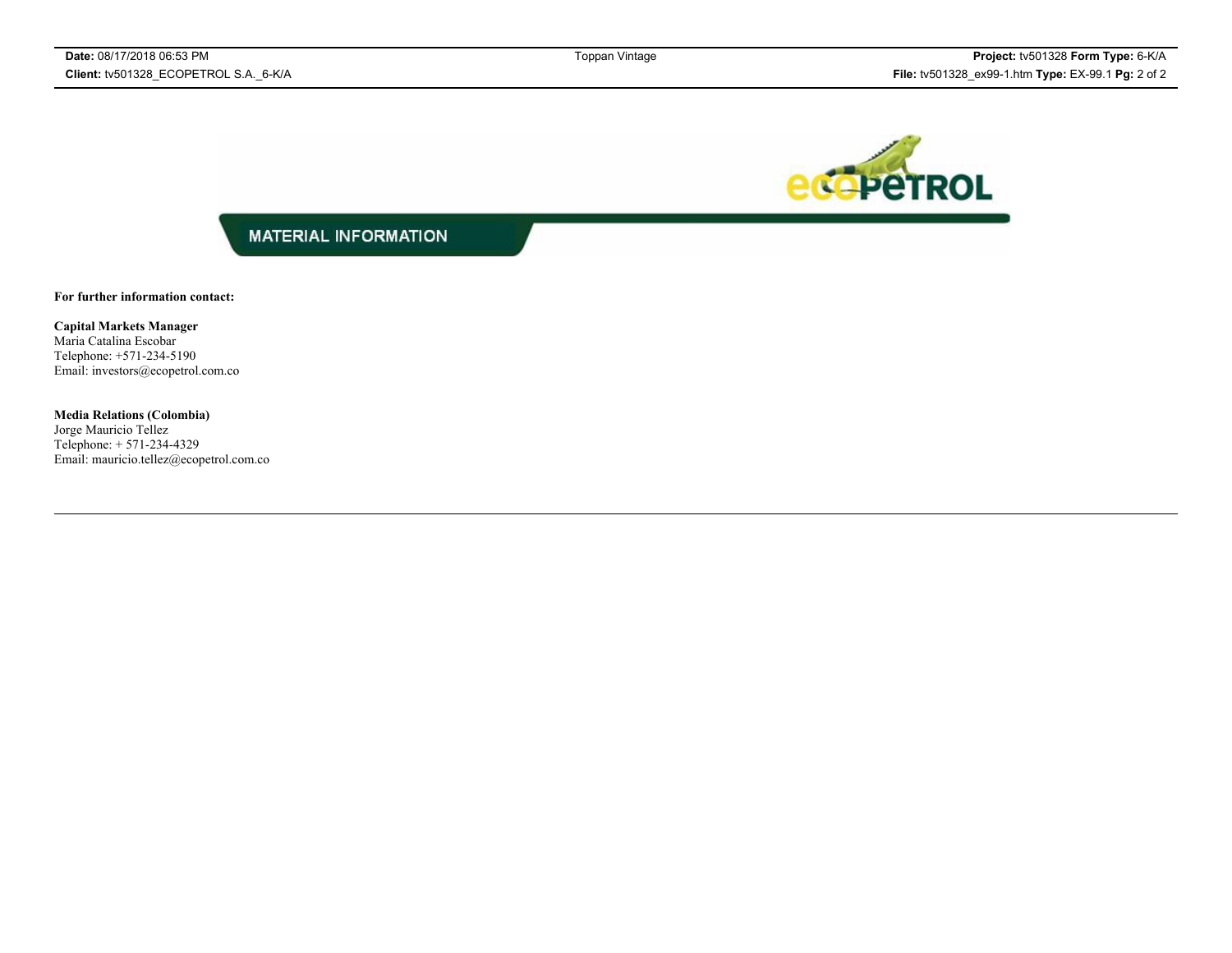**For further information contact:**

**Capital Markets Manager**
Maria Catalina Escobar
Telephone: +571-234-5190
Email: investors@ecopetrol.com.co

**Media Relations (Colombia)**
Jorge Mauricio Tellez
Telephone: + 571-234-4329
Email: mauricio.tellez@ecopetrol.com.co